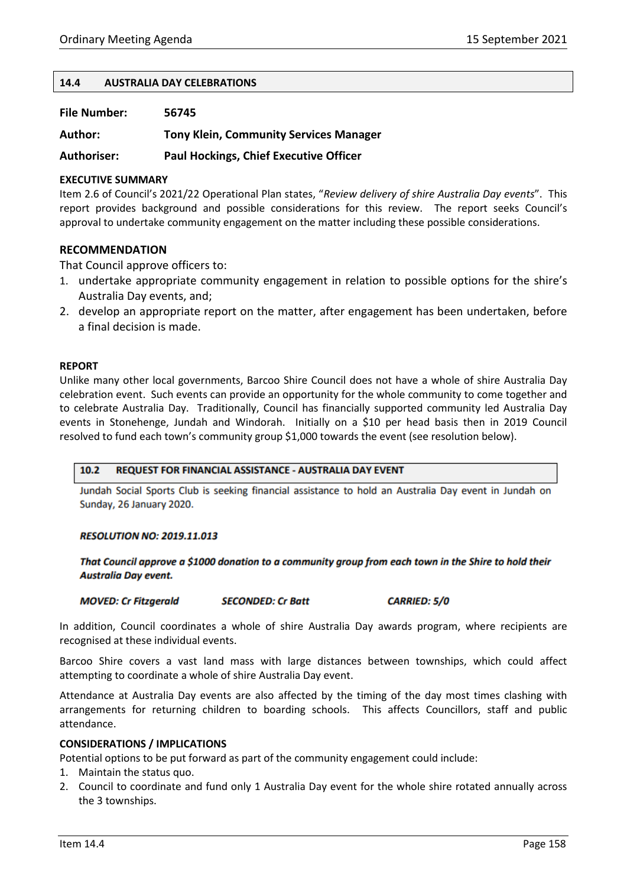## 14.4 AUSTRALIA DAY CELEBRATIONS

**File Number:** **56745**

**Author:** **Tony Klein, Community Services Manager**

**Authoriser:** **Paul Hockings, Chief Executive Officer**

**EXECUTIVE SUMMARY**

Item 2.6 of Council's 2021/22 Operational Plan states, "*Review delivery of shire Australia Day events*". This report provides background and possible considerations for this review. The report seeks Council's approval to undertake community engagement on the matter including these possible considerations.

### RECOMMENDATION

That Council approve officers to:

1. undertake appropriate community engagement in relation to possible options for the shire's Australia Day events, and;
2. develop an appropriate report on the matter, after engagement has been undertaken, before a final decision is made.

**REPORT**

Unlike many other local governments, Barcoo Shire Council does not have a whole of shire Australia Day celebration event. Such events can provide an opportunity for the whole community to come together and to celebrate Australia Day. Traditionally, Council has financially supported community led Australia Day events in Stonehenge, Jundah and Windorah. Initially on a $10 per head basis then in 2019 Council resolved to fund each town's community group $1,000 towards the event (see resolution below).

> **10.2 REQUEST FOR FINANCIAL ASSISTANCE - AUSTRALIA DAY EVENT**
>
> Jundah Social Sports Club is seeking financial assistance to hold an Australia Day event in Jundah on Sunday, 26 January 2020.
>
> ***RESOLUTION NO: 2019.11.013***
>
> ***That Council approve a $1000 donation to a community group from each town in the Shire to hold their Australia Day event.***
>
> ***MOVED: Cr Fitzgerald*** ***SECONDED: Cr Batt*** ***CARRIED: 5/0***

In addition, Council coordinates a whole of shire Australia Day awards program, where recipients are recognised at these individual events.

Barcoo Shire covers a vast land mass with large distances between townships, which could affect attempting to coordinate a whole of shire Australia Day event.

Attendance at Australia Day events are also affected by the timing of the day most times clashing with arrangements for returning children to boarding schools. This affects Councillors, staff and public attendance.

**CONSIDERATIONS / IMPLICATIONS**

Potential options to be put forward as part of the community engagement could include:

1. Maintain the status quo.
2. Council to coordinate and fund only 1 Australia Day event for the whole shire rotated annually across the 3 townships.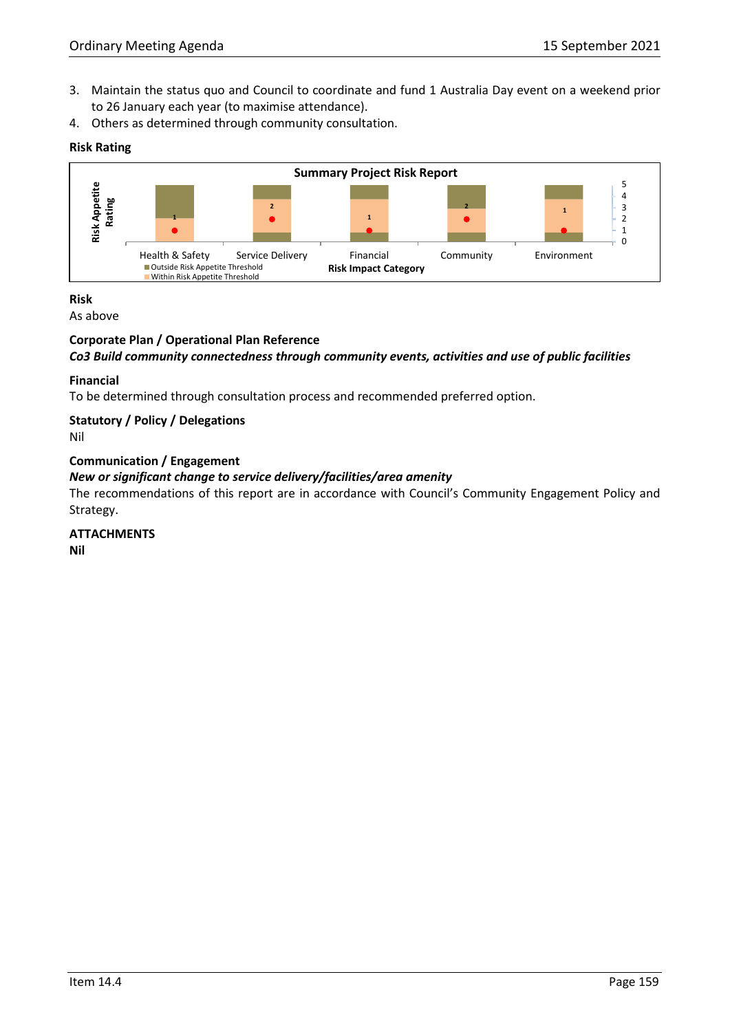3. Maintain the status quo and Council to coordinate and fund 1 Australia Day event on a weekend prior to 26 January each year (to maximise attendance).
4. Others as determined through community consultation.

**Risk Rating**

Summary Project Risk Report

Risk Appetite Rating

5
4
3
2
1
0

1
2
1
2
1

Health & Safety
Service Delivery
Financial
Community
Environment

Risk Impact Category

Outside Risk Appetite Threshold
Within Risk Appetite Threshold

**Risk**

As above

**Corporate Plan / Operational Plan Reference**

***Co3 Build community connectedness through community events, activities and use of public facilities***

**Financial**

To be determined through consultation process and recommended preferred option.

**Statutory / Policy / Delegations**

Nil

**Communication / Engagement**

***New or significant change to service delivery/facilities/area amenity***

The recommendations of this report are in accordance with Council's Community Engagement Policy and Strategy.

**ATTACHMENTS**

**Nil**